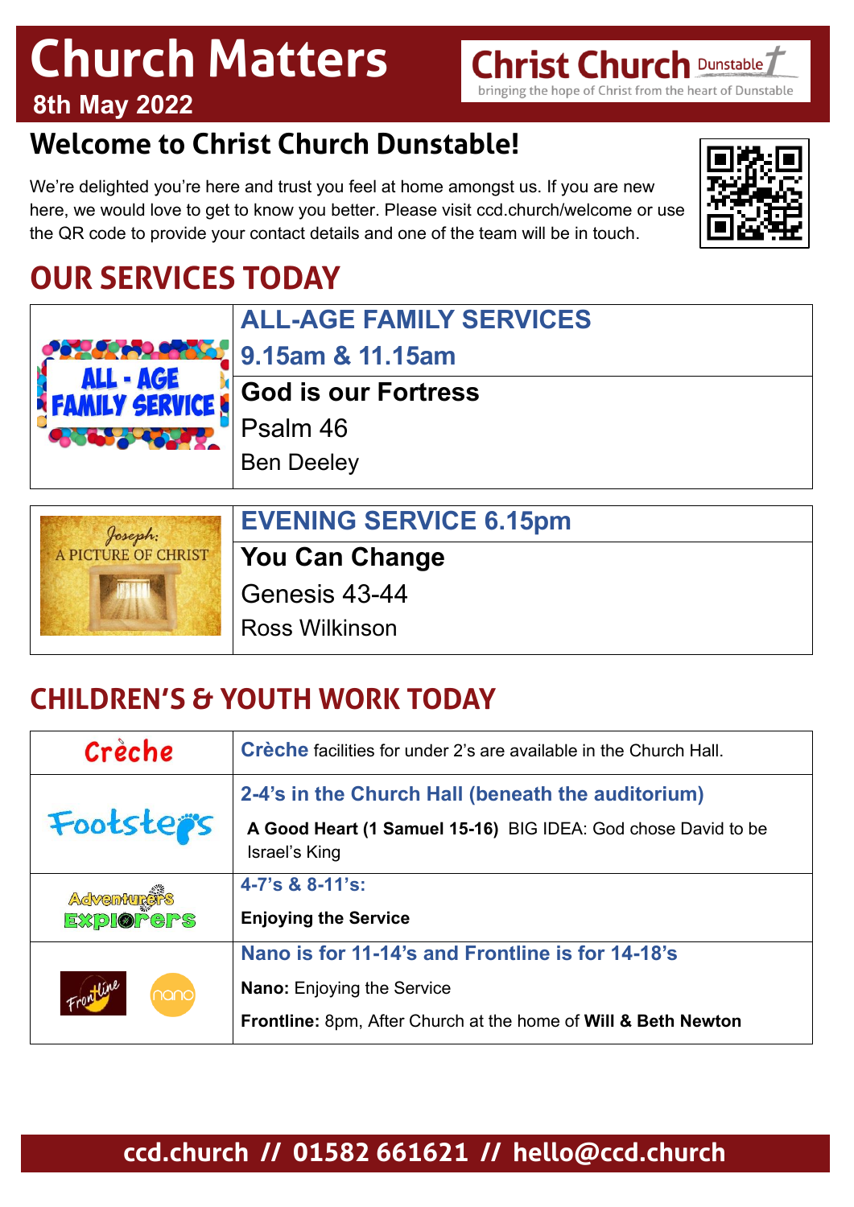# Church Matters

**8th May 2022**

**Christ Church** Dunstable
bringing the hope of Christ from the heart of Dunstable

## Welcome to Christ Church Dunstable!

We're delighted you're here and trust you feel at home amongst us. If you are new here, we would love to get to know you better. Please visit ccd.church/welcome or use the QR code to provide your contact details and one of the team will be in touch.

## OUR SERVICES TODAY

| | |
|---|---|
| ALL - AGE FAMILY SERVICE | **ALL-AGE FAMILY SERVICES**<br>**9.15am & 11.15am** |
| | **God is our Fortress**<br>Psalm 46<br>Ben Deeley |

| | |
|---|---|
| Joseph: A PICTURE OF CHRIST | **EVENING SERVICE 6.15pm** |
| | **You Can Change**<br>Genesis 43-44<br>Ross Wilkinson |

## CHILDREN'S & YOUTH WORK TODAY

| | |
|---|---|
| Crèche | **Crèche** facilities for under 2's are available in the Church Hall. |
| Footsteps | **2-4's in the Church Hall (beneath the auditorium)**<br>**A Good Heart (1 Samuel 15-16)** BIG IDEA: God chose David to be Israel's King |
| Adventurers Explorers | **4-7's & 8-11's:**<br>**Enjoying the Service** |
| Frontline nano | **Nano is for 11-14's and Frontline is for 14-18's**<br>**Nano:** Enjoying the Service<br>**Frontline:** 8pm, After Church at the home of **Will & Beth Newton** |

**ccd.church // 01582 661621 // hello@ccd.church**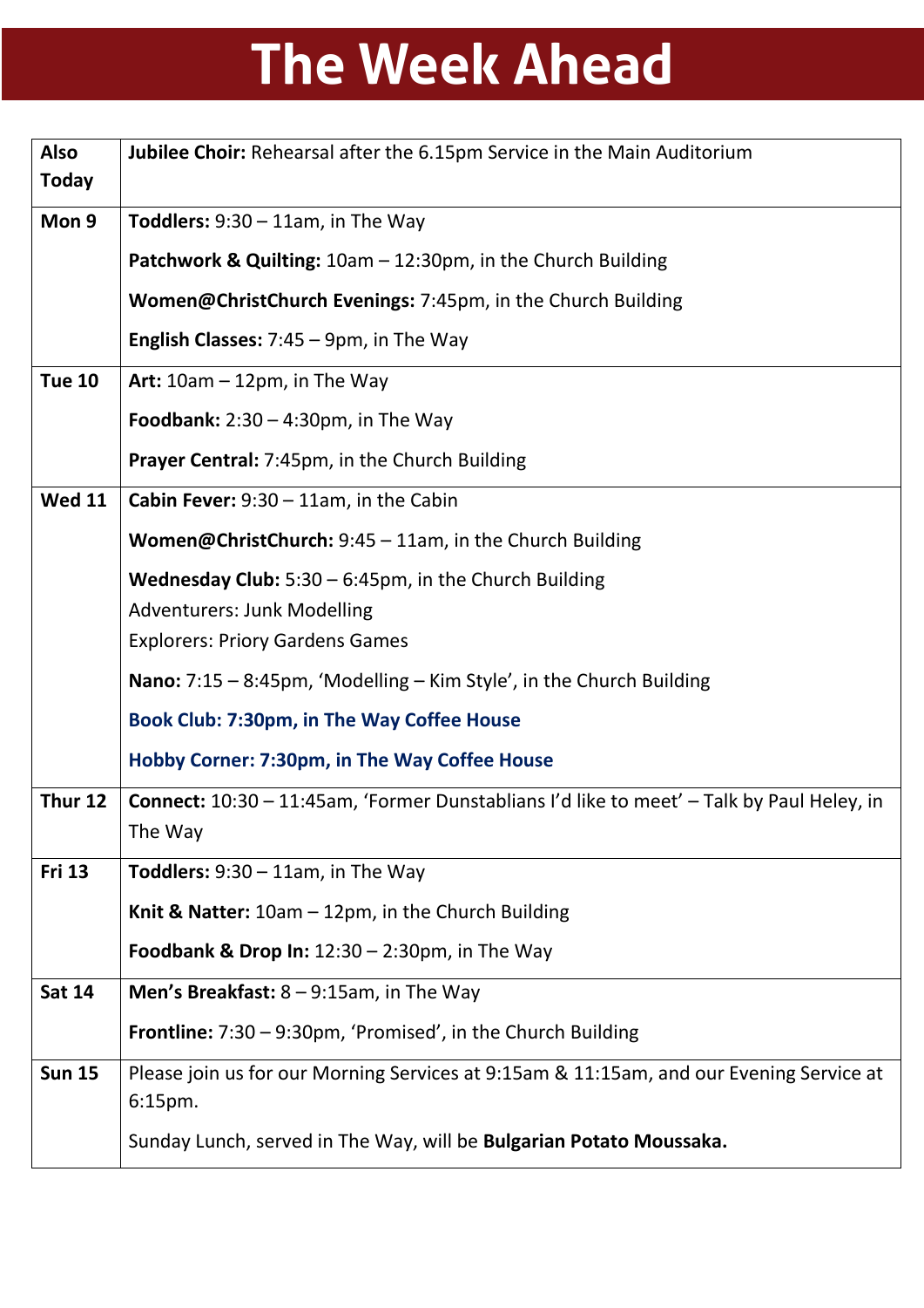# The Week Ahead

| | |
|---|---|
| **Also Today** | **Jubilee Choir:** Rehearsal after the 6.15pm Service in the Main Auditorium |
| **Mon 9** | **Toddlers:** 9:30 – 11am, in The Way<br><br>**Patchwork & Quilting:** 10am – 12:30pm, in the Church Building<br><br>**Women@ChristChurch Evenings:** 7:45pm, in the Church Building<br><br>**English Classes:** 7:45 – 9pm, in The Way |
| **Tue 10** | **Art:** 10am – 12pm, in The Way<br><br>**Foodbank:** 2:30 – 4:30pm, in The Way<br><br>**Prayer Central:** 7:45pm, in the Church Building |
| **Wed 11** | **Cabin Fever:** 9:30 – 11am, in the Cabin<br><br>**Women@ChristChurch:** 9:45 – 11am, in the Church Building<br><br>**Wednesday Club:** 5:30 – 6:45pm, in the Church Building<br>Adventurers: Junk Modelling<br>Explorers: Priory Gardens Games<br><br>**Nano:** 7:15 – 8:45pm, 'Modelling – Kim Style', in the Church Building<br><br>**Book Club: 7:30pm, in The Way Coffee House**<br><br>**Hobby Corner: 7:30pm, in The Way Coffee House** |
| **Thur 12** | **Connect:** 10:30 – 11:45am, 'Former Dunstablians I'd like to meet' – Talk by Paul Heley, in The Way |
| **Fri 13** | **Toddlers:** 9:30 – 11am, in The Way<br><br>**Knit & Natter:** 10am – 12pm, in the Church Building<br><br>**Foodbank & Drop In:** 12:30 – 2:30pm, in The Way |
| **Sat 14** | **Men's Breakfast:** 8 – 9:15am, in The Way<br><br>**Frontline:** 7:30 – 9:30pm, 'Promised', in the Church Building |
| **Sun 15** | Please join us for our Morning Services at 9:15am & 11:15am, and our Evening Service at 6:15pm.<br><br>Sunday Lunch, served in The Way, will be **Bulgarian Potato Moussaka.** |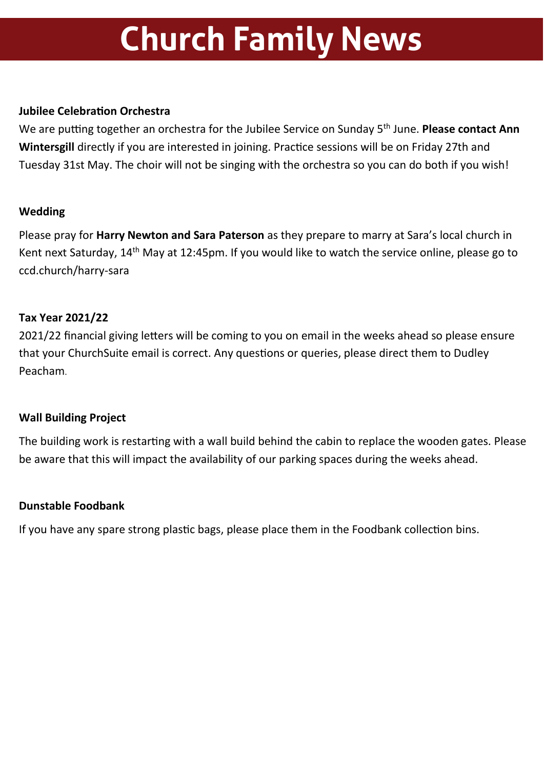# Church Family News

### Jubilee Celebration Orchestra

We are putting together an orchestra for the Jubilee Service on Sunday 5th June. **Please contact Ann Wintersgill** directly if you are interested in joining. Practice sessions will be on Friday 27th and Tuesday 31st May. The choir will not be singing with the orchestra so you can do both if you wish!

### Wedding

Please pray for **Harry Newton and Sara Paterson** as they prepare to marry at Sara's local church in Kent next Saturday, 14th May at 12:45pm. If you would like to watch the service online, please go to ccd.church/harry-sara

### Tax Year 2021/22

2021/22 financial giving letters will be coming to you on email in the weeks ahead so please ensure that your ChurchSuite email is correct. Any questions or queries, please direct them to Dudley Peacham.

### Wall Building Project

The building work is restarting with a wall build behind the cabin to replace the wooden gates. Please be aware that this will impact the availability of our parking spaces during the weeks ahead.

### Dunstable Foodbank

If you have any spare strong plastic bags, please place them in the Foodbank collection bins.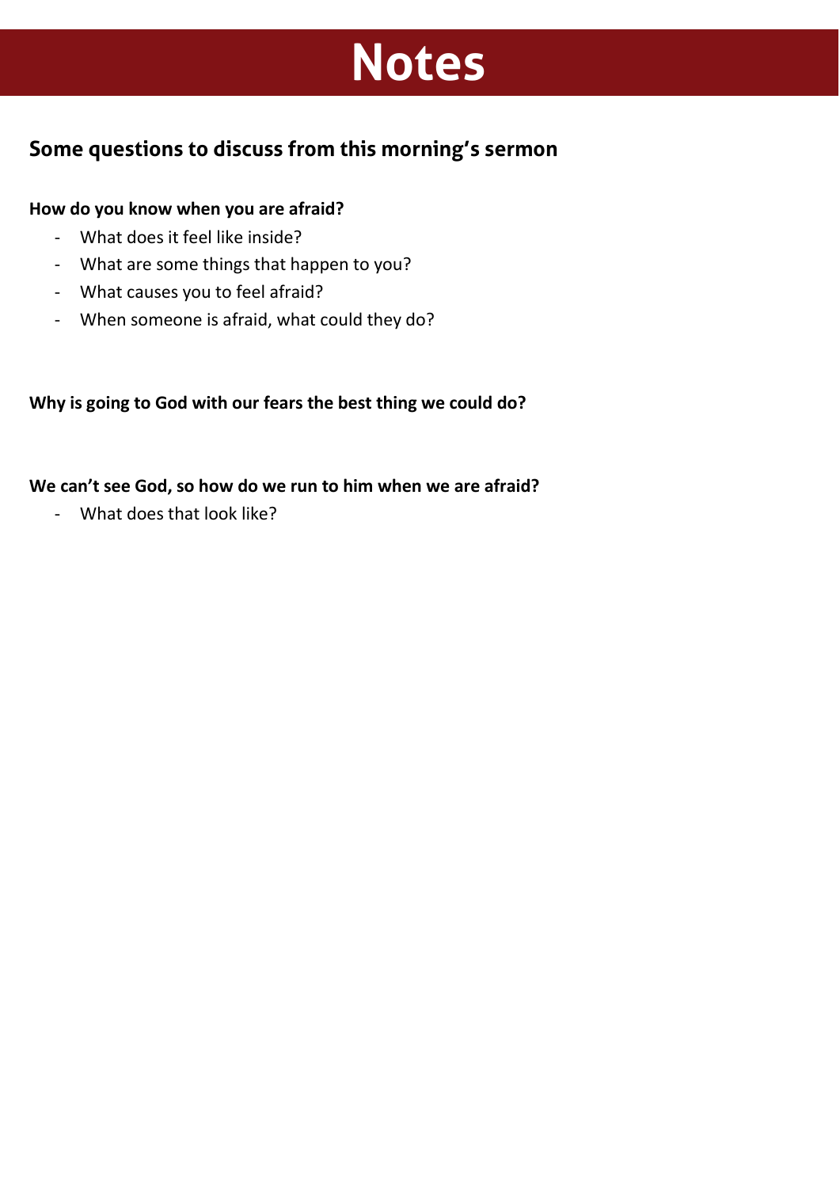# Notes

## Some questions to discuss from this morning's sermon

**How do you know when you are afraid?**

- What does it feel like inside?
- What are some things that happen to you?
- What causes you to feel afraid?
- When someone is afraid, what could they do?

**Why is going to God with our fears the best thing we could do?**

**We can't see God, so how do we run to him when we are afraid?**

- What does that look like?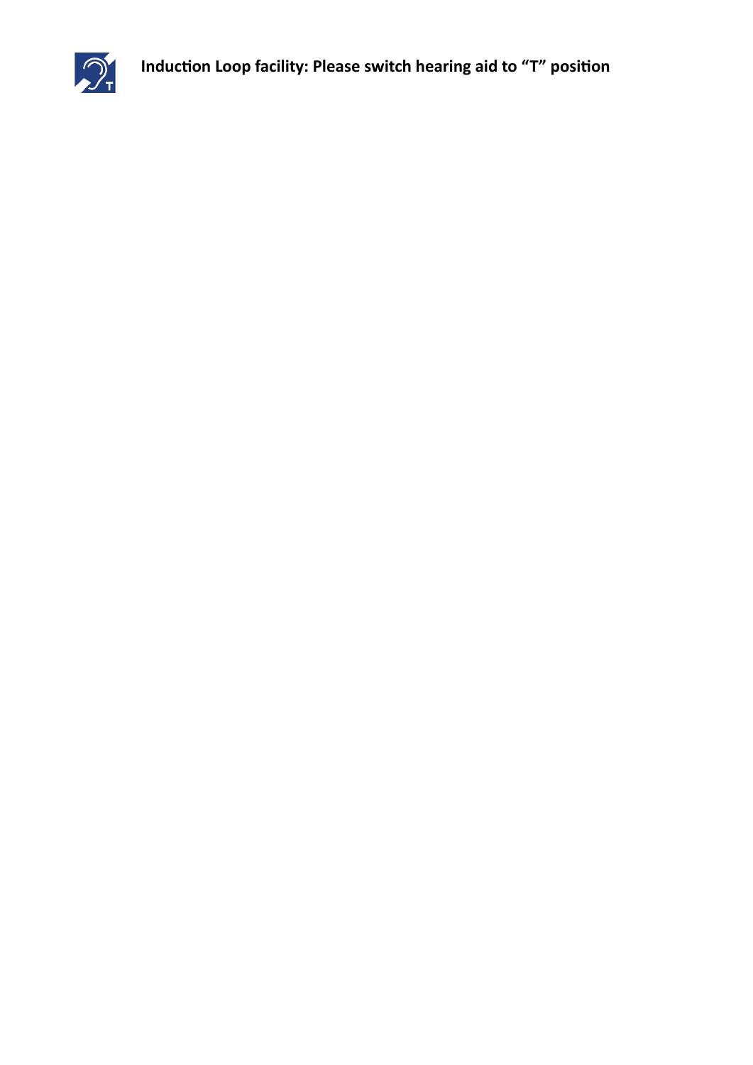**Induction Loop facility: Please switch hearing aid to "T" position**